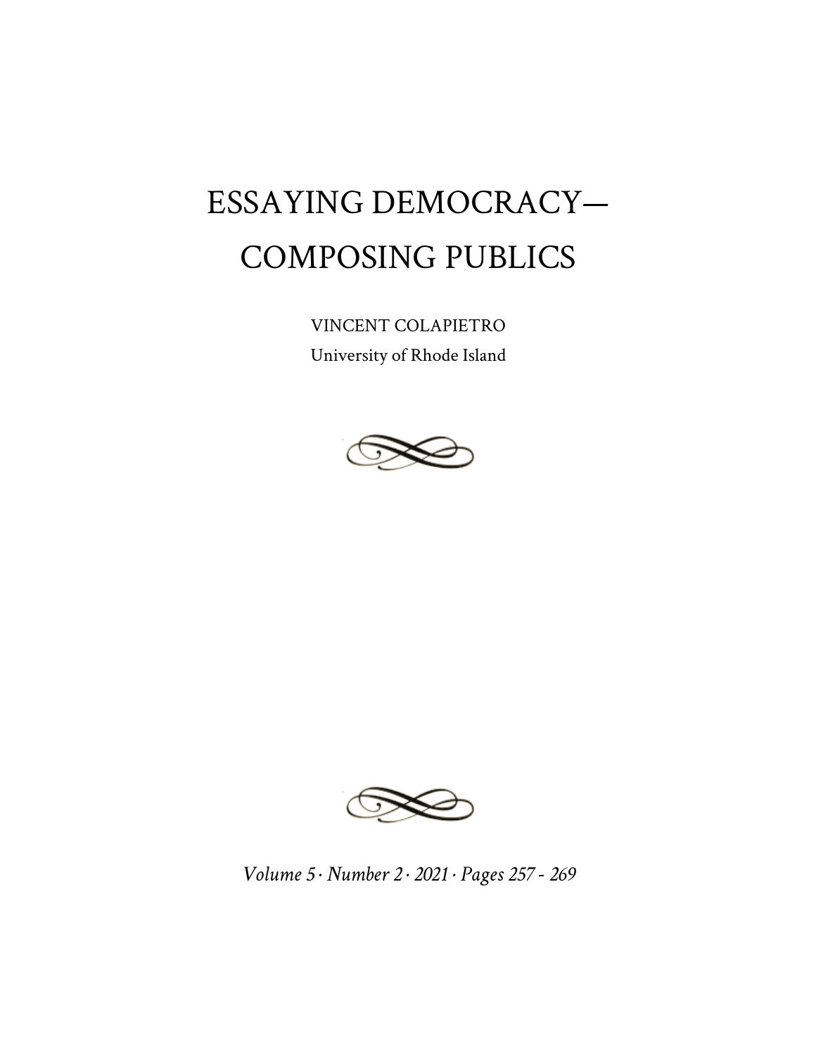# ESSAYING DEMOCRACY—COMPOSING PUBLICS

VINCENT COLAPIETRO

University of Rhode Island

*Volume 5 · Number 2 · 2021 · Pages 257 - 269*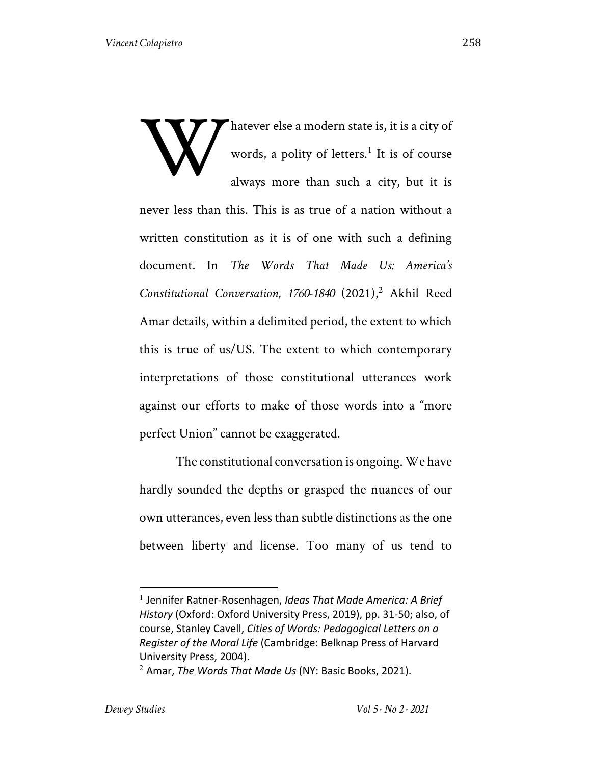Whatever else a modern state is, it is a city of words, a polity of letters.[1] It is of course always more than such a city, but it is never less than this. This is as true of a nation without a written constitution as it is of one with such a defining document. In *The Words That Made Us: America's Constitutional Conversation, 1760-1840* (2021),[2] Akhil Reed Amar details, within a delimited period, the extent to which this is true of us/US. The extent to which contemporary interpretations of those constitutional utterances work against our efforts to make of those words into a "more perfect Union" cannot be exaggerated.

The constitutional conversation is ongoing. We have hardly sounded the depths or grasped the nuances of our own utterances, even less than subtle distinctions as the one between liberty and license. Too many of us tend to

---

[1] Jennifer Ratner-Rosenhagen, *Ideas That Made America: A Brief History* (Oxford: Oxford University Press, 2019), pp. 31-50; also, of course, Stanley Cavell, *Cities of Words: Pedagogical Letters on a Register of the Moral Life* (Cambridge: Belknap Press of Harvard University Press, 2004).

[2] Amar, *The Words That Made Us* (NY: Basic Books, 2021).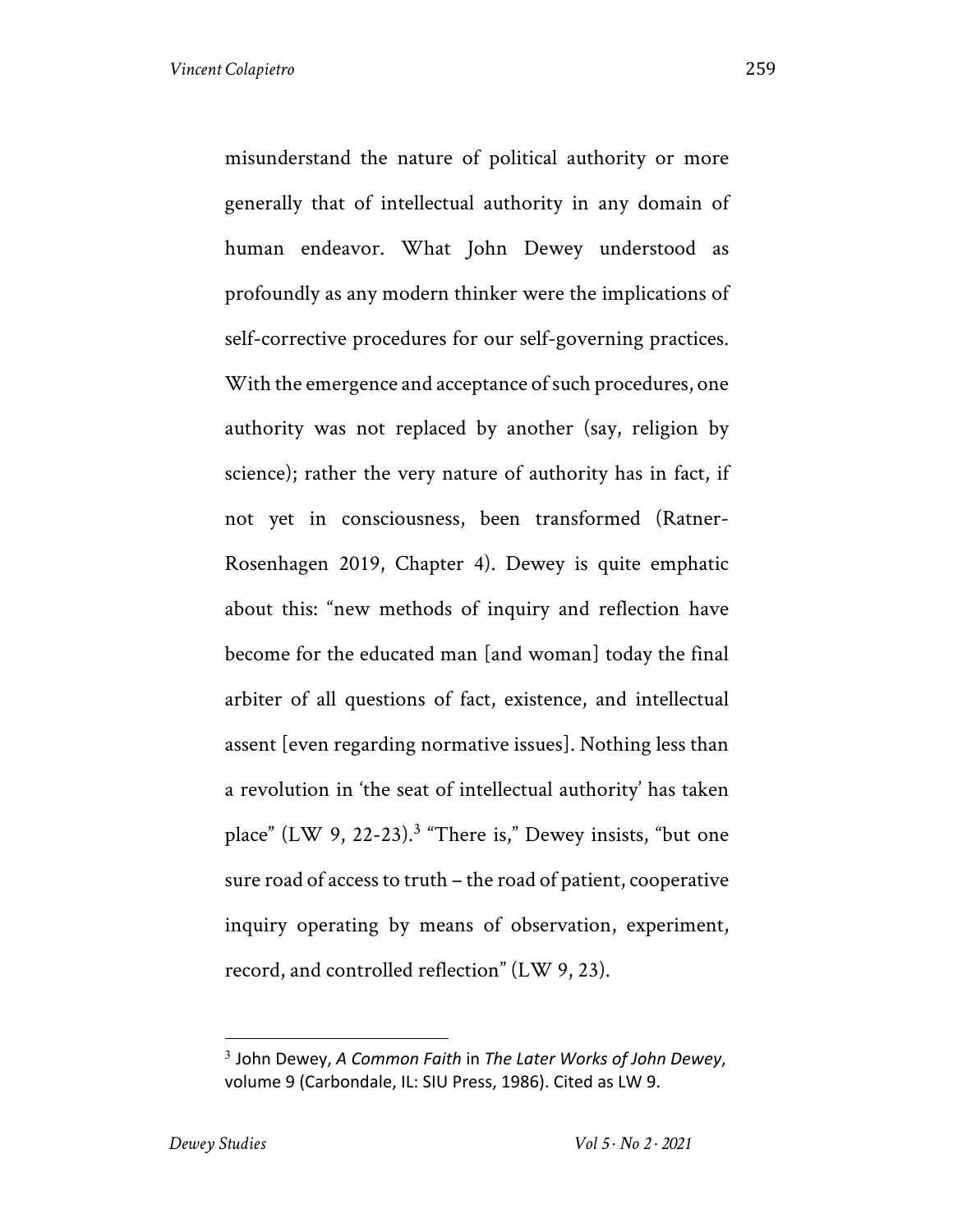misunderstand the nature of political authority or more generally that of intellectual authority in any domain of human endeavor. What John Dewey understood as profoundly as any modern thinker were the implications of self-corrective procedures for our self-governing practices. With the emergence and acceptance of such procedures, one authority was not replaced by another (say, religion by science); rather the very nature of authority has in fact, if not yet in consciousness, been transformed (Ratner-Rosenhagen 2019, Chapter 4). Dewey is quite emphatic about this: "new methods of inquiry and reflection have become for the educated man [and woman] today the final arbiter of all questions of fact, existence, and intellectual assent [even regarding normative issues]. Nothing less than a revolution in 'the seat of intellectual authority' has taken place" (LW 9, 22-23).[3] "There is," Dewey insists, "but one sure road of access to truth – the road of patient, cooperative inquiry operating by means of observation, experiment, record, and controlled reflection" (LW 9, 23).

---

[3] John Dewey, *A Common Faith* in *The Later Works of John Dewey*, volume 9 (Carbondale, IL: SIU Press, 1986). Cited as LW 9.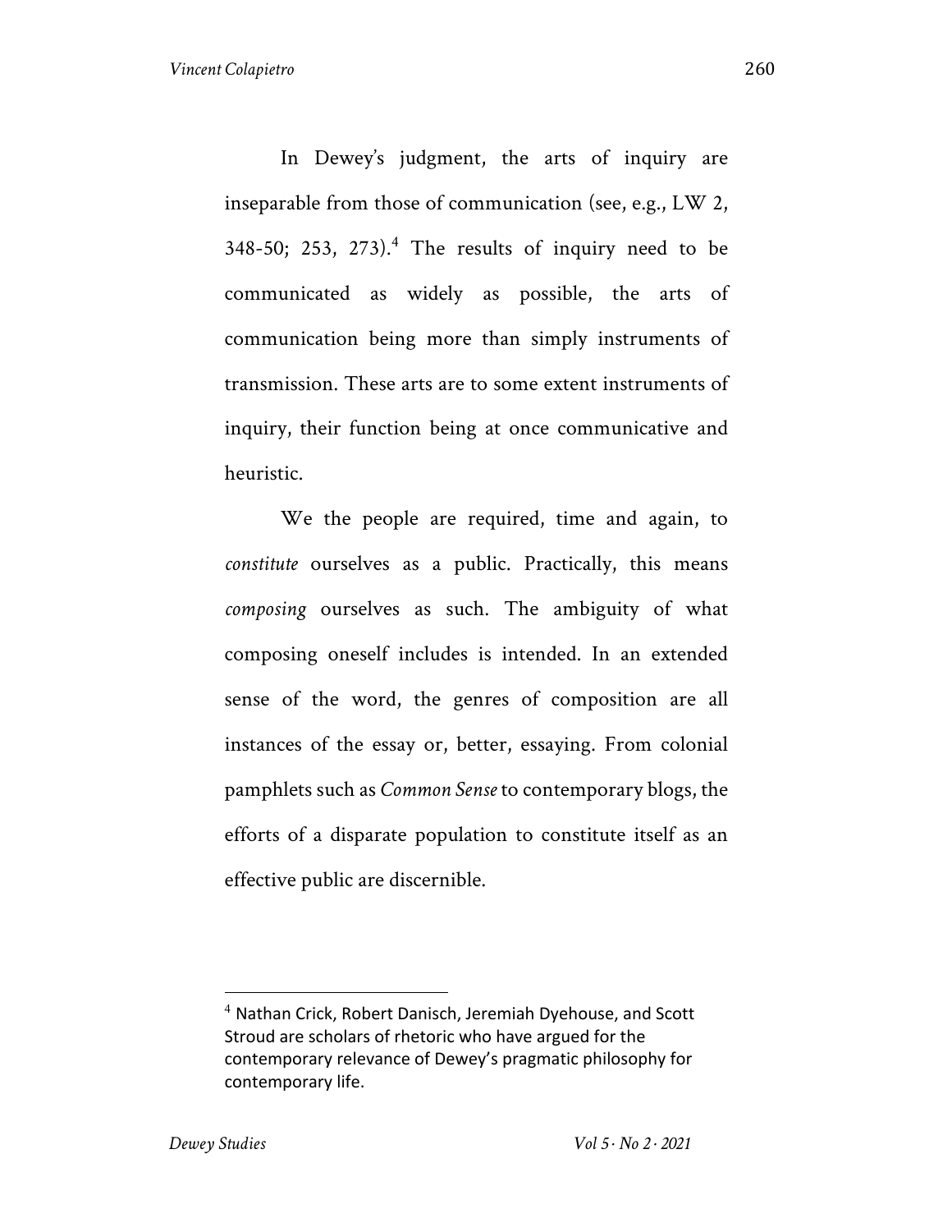In Dewey's judgment, the arts of inquiry are inseparable from those of communication (see, e.g., LW 2, 348-50; 253, 273).[4] The results of inquiry need to be communicated as widely as possible, the arts of communication being more than simply instruments of transmission. These arts are to some extent instruments of inquiry, their function being at once communicative and heuristic.

We the people are required, time and again, to *constitute* ourselves as a public. Practically, this means *composing* ourselves as such. The ambiguity of what composing oneself includes is intended. In an extended sense of the word, the genres of composition are all instances of the essay or, better, essaying. From colonial pamphlets such as *Common Sense* to contemporary blogs, the efforts of a disparate population to constitute itself as an effective public are discernible.

[4] Nathan Crick, Robert Danisch, Jeremiah Dyehouse, and Scott Stroud are scholars of rhetoric who have argued for the contemporary relevance of Dewey's pragmatic philosophy for contemporary life.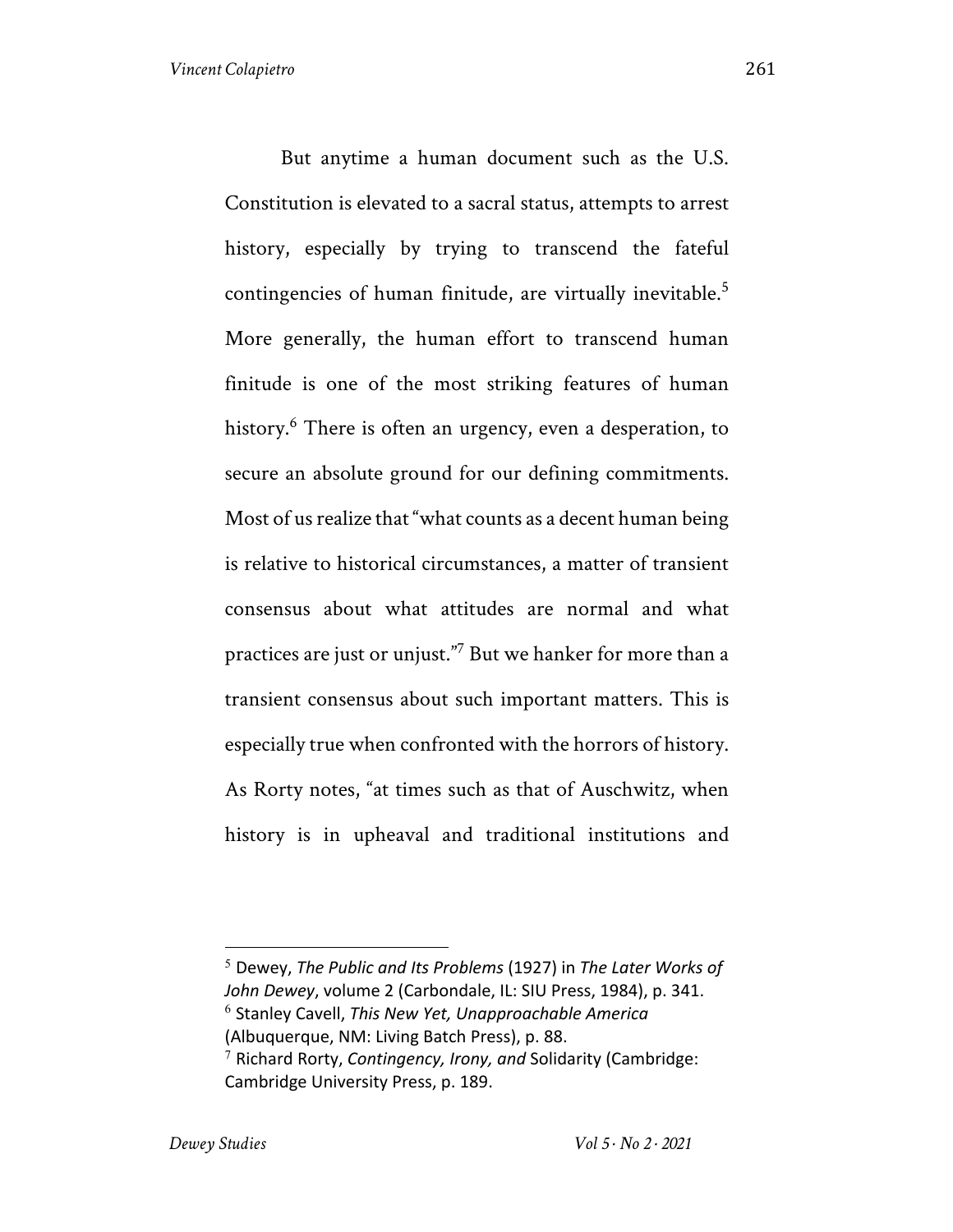But anytime a human document such as the U.S. Constitution is elevated to a sacral status, attempts to arrest history, especially by trying to transcend the fateful contingencies of human finitude, are virtually inevitable.[5] More generally, the human effort to transcend human finitude is one of the most striking features of human history.[6] There is often an urgency, even a desperation, to secure an absolute ground for our defining commitments. Most of us realize that "what counts as a decent human being is relative to historical circumstances, a matter of transient consensus about what attitudes are normal and what practices are just or unjust."[7] But we hanker for more than a transient consensus about such important matters. This is especially true when confronted with the horrors of history. As Rorty notes, "at times such as that of Auschwitz, when history is in upheaval and traditional institutions and

---

[5] Dewey, *The Public and Its Problems* (1927) in *The Later Works of John Dewey*, volume 2 (Carbondale, IL: SIU Press, 1984), p. 341.

[6] Stanley Cavell, *This New Yet, Unapproachable America* (Albuquerque, NM: Living Batch Press), p. 88.

[7] Richard Rorty, *Contingency, Irony, and* Solidarity (Cambridge: Cambridge University Press, p. 189.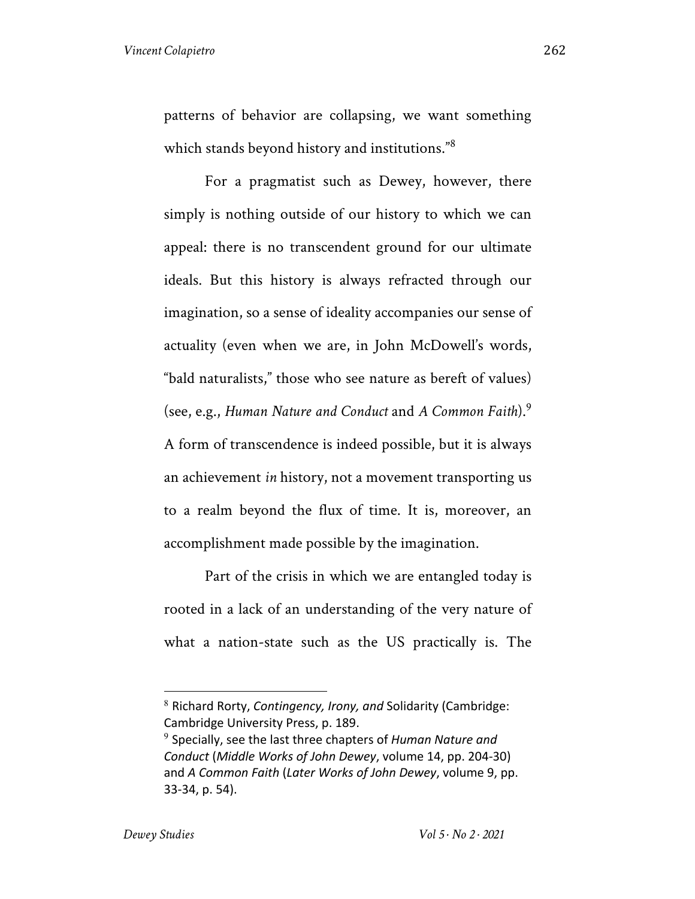patterns of behavior are collapsing, we want something which stands beyond history and institutions."[8]

For a pragmatist such as Dewey, however, there simply is nothing outside of our history to which we can appeal: there is no transcendent ground for our ultimate ideals. But this history is always refracted through our imagination, so a sense of ideality accompanies our sense of actuality (even when we are, in John McDowell's words, "bald naturalists," those who see nature as bereft of values) (see, e.g., *Human Nature and Conduct* and *A Common Faith*).[9] A form of transcendence is indeed possible, but it is always an achievement *in* history, not a movement transporting us to a realm beyond the flux of time. It is, moreover, an accomplishment made possible by the imagination.

Part of the crisis in which we are entangled today is rooted in a lack of an understanding of the very nature of what a nation-state such as the US practically is. The

---

[8] Richard Rorty, *Contingency, Irony, and* Solidarity (Cambridge: Cambridge University Press, p. 189.

[9] Specially, see the last three chapters of *Human Nature and Conduct* (*Middle Works of John Dewey*, volume 14, pp. 204-30) and *A Common Faith* (*Later Works of John Dewey*, volume 9, pp. 33-34, p. 54).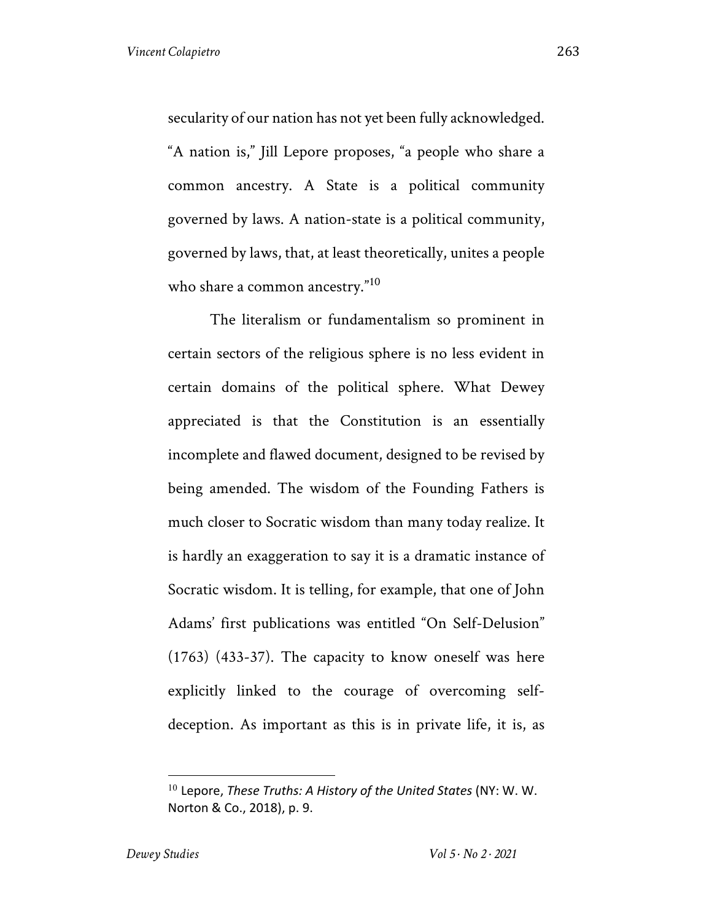secularity of our nation has not yet been fully acknowledged. "A nation is," Jill Lepore proposes, "a people who share a common ancestry. A State is a political community governed by laws. A nation-state is a political community, governed by laws, that, at least theoretically, unites a people who share a common ancestry."[10]

The literalism or fundamentalism so prominent in certain sectors of the religious sphere is no less evident in certain domains of the political sphere. What Dewey appreciated is that the Constitution is an essentially incomplete and flawed document, designed to be revised by being amended. The wisdom of the Founding Fathers is much closer to Socratic wisdom than many today realize. It is hardly an exaggeration to say it is a dramatic instance of Socratic wisdom. It is telling, for example, that one of John Adams' first publications was entitled "On Self-Delusion" (1763) (433-37). The capacity to know oneself was here explicitly linked to the courage of overcoming self-deception. As important as this is in private life, it is, as

---

[10] Lepore, *These Truths: A History of the United States* (NY: W. W. Norton & Co., 2018), p. 9.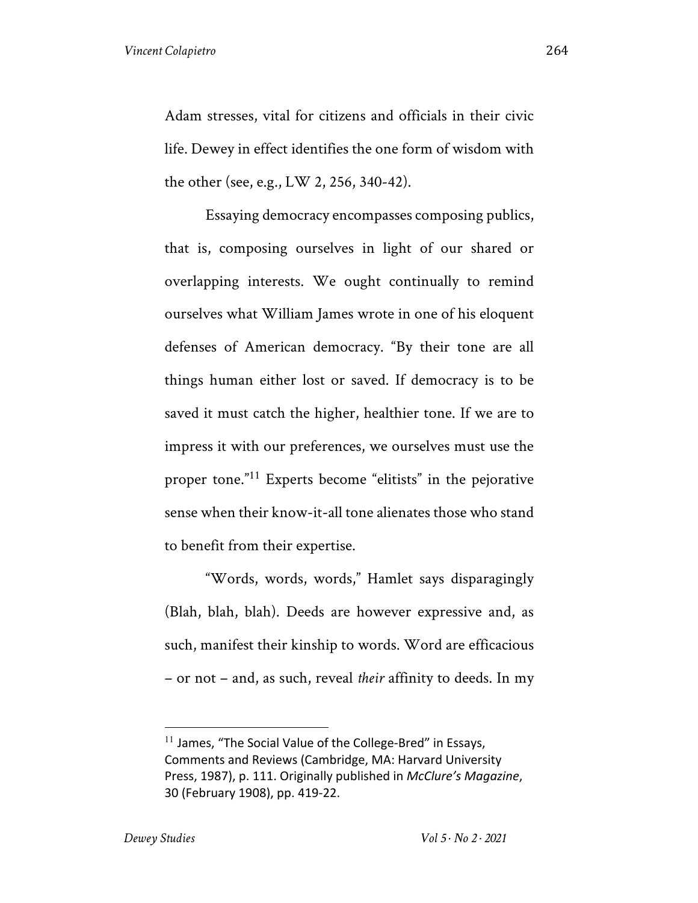Adam stresses, vital for citizens and officials in their civic life. Dewey in effect identifies the one form of wisdom with the other (see, e.g., LW 2, 256, 340-42).

Essaying democracy encompasses composing publics, that is, composing ourselves in light of our shared or overlapping interests. We ought continually to remind ourselves what William James wrote in one of his eloquent defenses of American democracy. "By their tone are all things human either lost or saved. If democracy is to be saved it must catch the higher, healthier tone. If we are to impress it with our preferences, we ourselves must use the proper tone."[11] Experts become "elitists" in the pejorative sense when their know-it-all tone alienates those who stand to benefit from their expertise.

"Words, words, words," Hamlet says disparagingly (Blah, blah, blah). Deeds are however expressive and, as such, manifest their kinship to words. Word are efficacious – or not – and, as such, reveal *their* affinity to deeds. In my

---

[11] James, "The Social Value of the College-Bred" in Essays, Comments and Reviews (Cambridge, MA: Harvard University Press, 1987), p. 111. Originally published in *McClure's Magazine*, 30 (February 1908), pp. 419-22.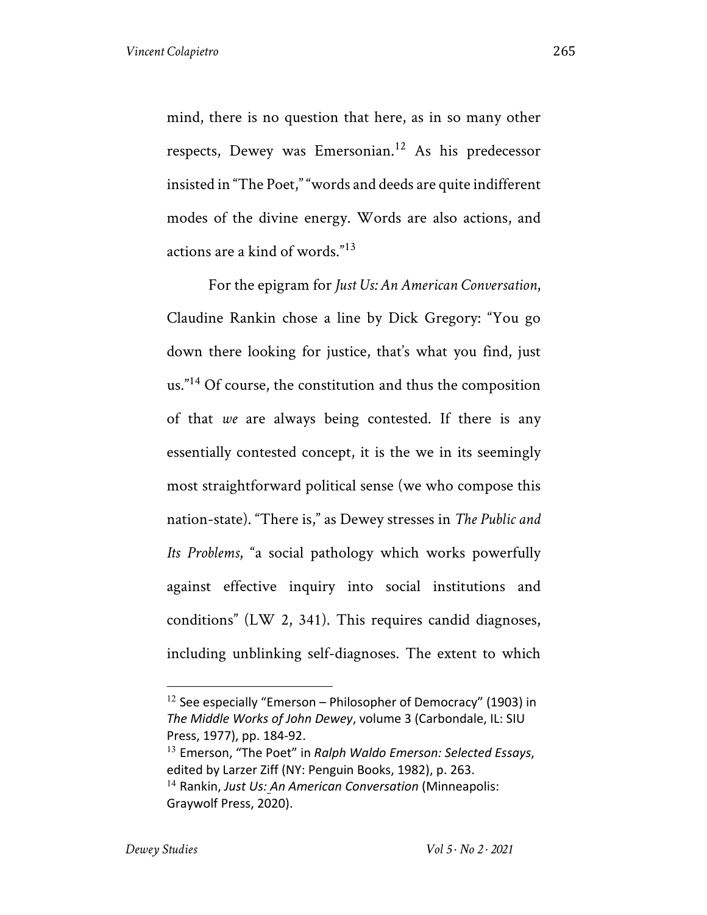mind, there is no question that here, as in so many other respects, Dewey was Emersonian.[12] As his predecessor insisted in "The Poet," "words and deeds are quite indifferent modes of the divine energy. Words are also actions, and actions are a kind of words."[13]

For the epigram for *Just Us: An American Conversation*, Claudine Rankin chose a line by Dick Gregory: "You go down there looking for justice, that's what you find, just us."[14] Of course, the constitution and thus the composition of that *we* are always being contested. If there is any essentially contested concept, it is the we in its seemingly most straightforward political sense (we who compose this nation-state). "There is," as Dewey stresses in *The Public and Its Problems*, "a social pathology which works powerfully against effective inquiry into social institutions and conditions" (LW 2, 341). This requires candid diagnoses, including unblinking self-diagnoses. The extent to which

---

[12] See especially "Emerson – Philosopher of Democracy" (1903) in *The Middle Works of John Dewey*, volume 3 (Carbondale, IL: SIU Press, 1977), pp. 184-92.

[13] Emerson, "The Poet" in *Ralph Waldo Emerson: Selected Essays*, edited by Larzer Ziff (NY: Penguin Books, 1982), p. 263.

[14] Rankin, *Just Us: An American Conversation* (Minneapolis: Graywolf Press, 2020).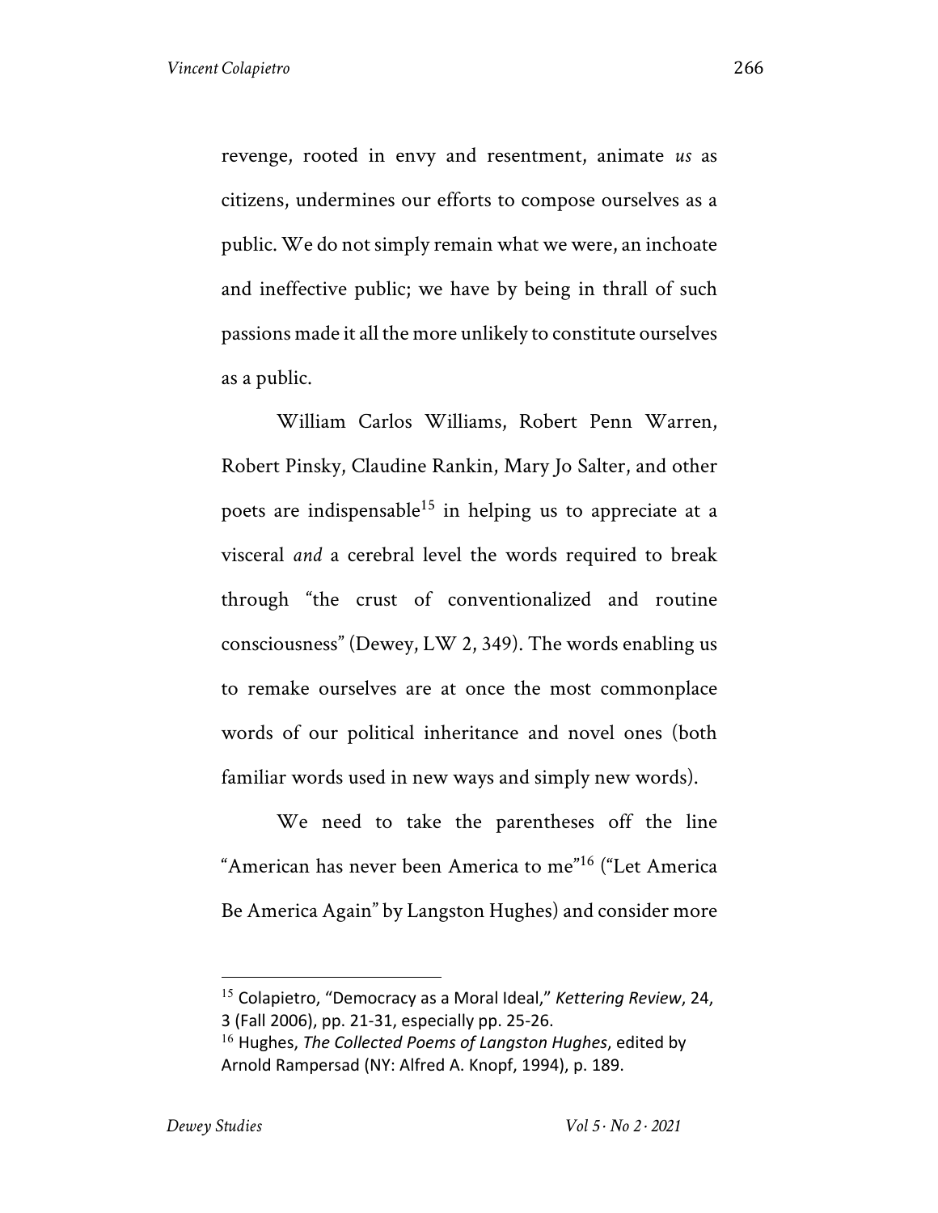revenge, rooted in envy and resentment, animate *us* as citizens, undermines our efforts to compose ourselves as a public. We do not simply remain what we were, an inchoate and ineffective public; we have by being in thrall of such passions made it all the more unlikely to constitute ourselves as a public.

William Carlos Williams, Robert Penn Warren, Robert Pinsky, Claudine Rankin, Mary Jo Salter, and other poets are indispensable[15] in helping us to appreciate at a visceral *and* a cerebral level the words required to break through "the crust of conventionalized and routine consciousness" (Dewey, LW 2, 349). The words enabling us to remake ourselves are at once the most commonplace words of our political inheritance and novel ones (both familiar words used in new ways and simply new words).

We need to take the parentheses off the line "American has never been America to me"[16] ("Let America Be America Again" by Langston Hughes) and consider more

---

[15] Colapietro, "Democracy as a Moral Ideal," *Kettering Review*, 24, 3 (Fall 2006), pp. 21-31, especially pp. 25-26.

[16] Hughes, *The Collected Poems of Langston Hughes*, edited by Arnold Rampersad (NY: Alfred A. Knopf, 1994), p. 189.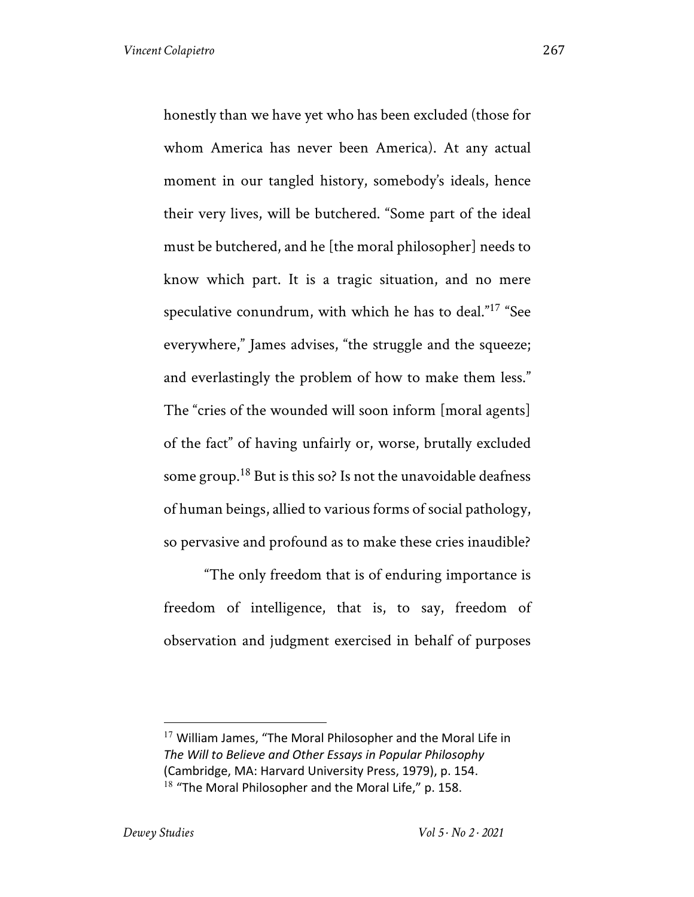honestly than we have yet who has been excluded (those for whom America has never been America). At any actual moment in our tangled history, somebody's ideals, hence their very lives, will be butchered. "Some part of the ideal must be butchered, and he [the moral philosopher] needs to know which part. It is a tragic situation, and no mere speculative conundrum, with which he has to deal."[17] "See everywhere," James advises, "the struggle and the squeeze; and everlastingly the problem of how to make them less." The "cries of the wounded will soon inform [moral agents] of the fact" of having unfairly or, worse, brutally excluded some group.[18] But is this so? Is not the unavoidable deafness of human beings, allied to various forms of social pathology, so pervasive and profound as to make these cries inaudible?

"The only freedom that is of enduring importance is freedom of intelligence, that is, to say, freedom of observation and judgment exercised in behalf of purposes

---

[17] William James, "The Moral Philosopher and the Moral Life in *The Will to Believe and Other Essays in Popular Philosophy* (Cambridge, MA: Harvard University Press, 1979), p. 154.

[18] "The Moral Philosopher and the Moral Life," p. 158.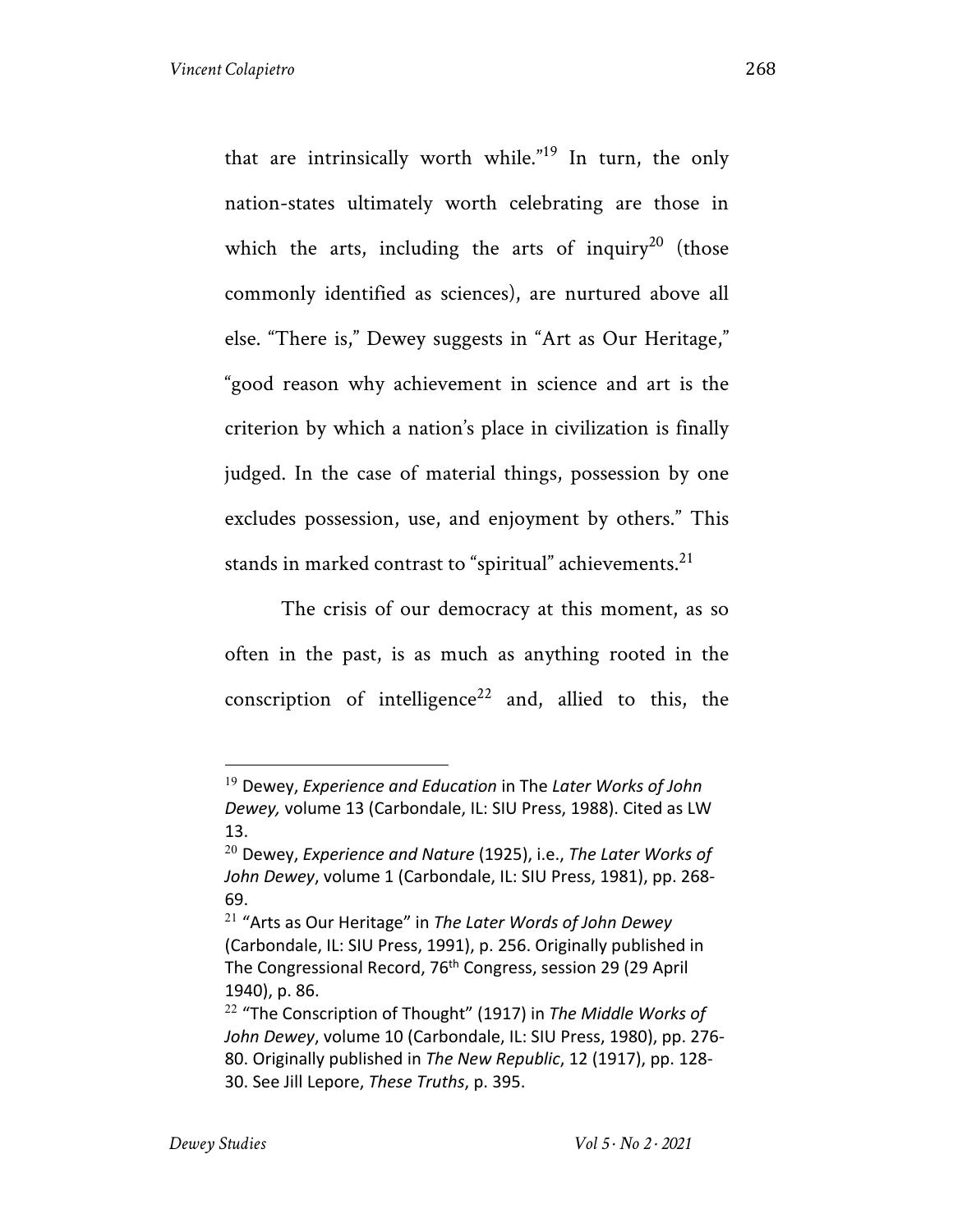that are intrinsically worth while."[19] In turn, the only nation-states ultimately worth celebrating are those in which the arts, including the arts of inquiry[20] (those commonly identified as sciences), are nurtured above all else. "There is," Dewey suggests in "Art as Our Heritage," "good reason why achievement in science and art is the criterion by which a nation's place in civilization is finally judged. In the case of material things, possession by one excludes possession, use, and enjoyment by others." This stands in marked contrast to "spiritual" achievements.[21]

The crisis of our democracy at this moment, as so often in the past, is as much as anything rooted in the conscription of intelligence[22] and, allied to this, the

---

[19] Dewey, *Experience and Education* in The *Later Works of John Dewey,* volume 13 (Carbondale, IL: SIU Press, 1988). Cited as LW 13.

[20] Dewey, *Experience and Nature* (1925), i.e., *The Later Works of John Dewey*, volume 1 (Carbondale, IL: SIU Press, 1981), pp. 268-69.

[21] "Arts as Our Heritage" in *The Later Words of John Dewey* (Carbondale, IL: SIU Press, 1991), p. 256. Originally published in The Congressional Record, 76th Congress, session 29 (29 April 1940), p. 86.

[22] "The Conscription of Thought" (1917) in *The Middle Works of John Dewey*, volume 10 (Carbondale, IL: SIU Press, 1980), pp. 276-80. Originally published in *The New Republic*, 12 (1917), pp. 128-30. See Jill Lepore, *These Truths*, p. 395.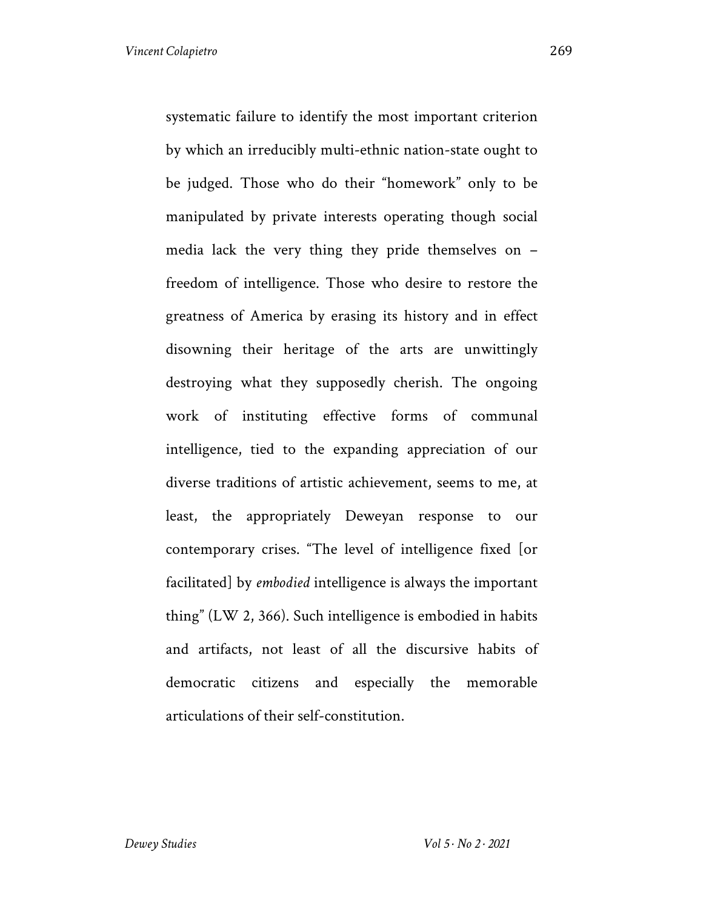systematic failure to identify the most important criterion by which an irreducibly multi-ethnic nation-state ought to be judged. Those who do their "homework" only to be manipulated by private interests operating though social media lack the very thing they pride themselves on – freedom of intelligence. Those who desire to restore the greatness of America by erasing its history and in effect disowning their heritage of the arts are unwittingly destroying what they supposedly cherish. The ongoing work of instituting effective forms of communal intelligence, tied to the expanding appreciation of our diverse traditions of artistic achievement, seems to me, at least, the appropriately Deweyan response to our contemporary crises. "The level of intelligence fixed [or facilitated] by *embodied* intelligence is always the important thing" (LW 2, 366). Such intelligence is embodied in habits and artifacts, not least of all the discursive habits of democratic citizens and especially the memorable articulations of their self-constitution.